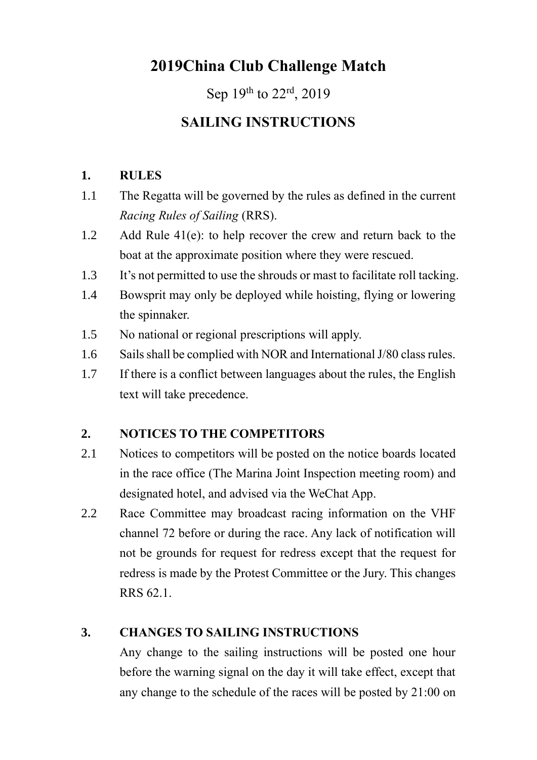# 2019China Club Challenge Match

Sep 19th to 22rd, 2019

## SAILING INSTRUCTIONS

### 1. RULES

1.1 The Regatta will be governed by the rules as defined in the current *Racing Rules of Sailing* (RRS).

1.2 Add Rule 41(e): to help recover the crew and return back to the boat at the approximate position where they were rescued.

1.3 It's not permitted to use the shrouds or mast to facilitate roll tacking.

1.4 Bowsprit may only be deployed while hoisting, flying or lowering the spinnaker.

1.5 No national or regional prescriptions will apply.

1.6 Sails shall be complied with NOR and International J/80 class rules.

1.7 If there is a conflict between languages about the rules, the English text will take precedence.

### 2. NOTICES TO THE COMPETITORS

2.1 Notices to competitors will be posted on the notice boards located in the race office (The Marina Joint Inspection meeting room) and designated hotel, and advised via the WeChat App.

2.2 Race Committee may broadcast racing information on the VHF channel 72 before or during the race. Any lack of notification will not be grounds for request for redress except that the request for redress is made by the Protest Committee or the Jury. This changes RRS 62.1.

### 3. CHANGES TO SAILING INSTRUCTIONS

Any change to the sailing instructions will be posted one hour before the warning signal on the day it will take effect, except that any change to the schedule of the races will be posted by 21:00 on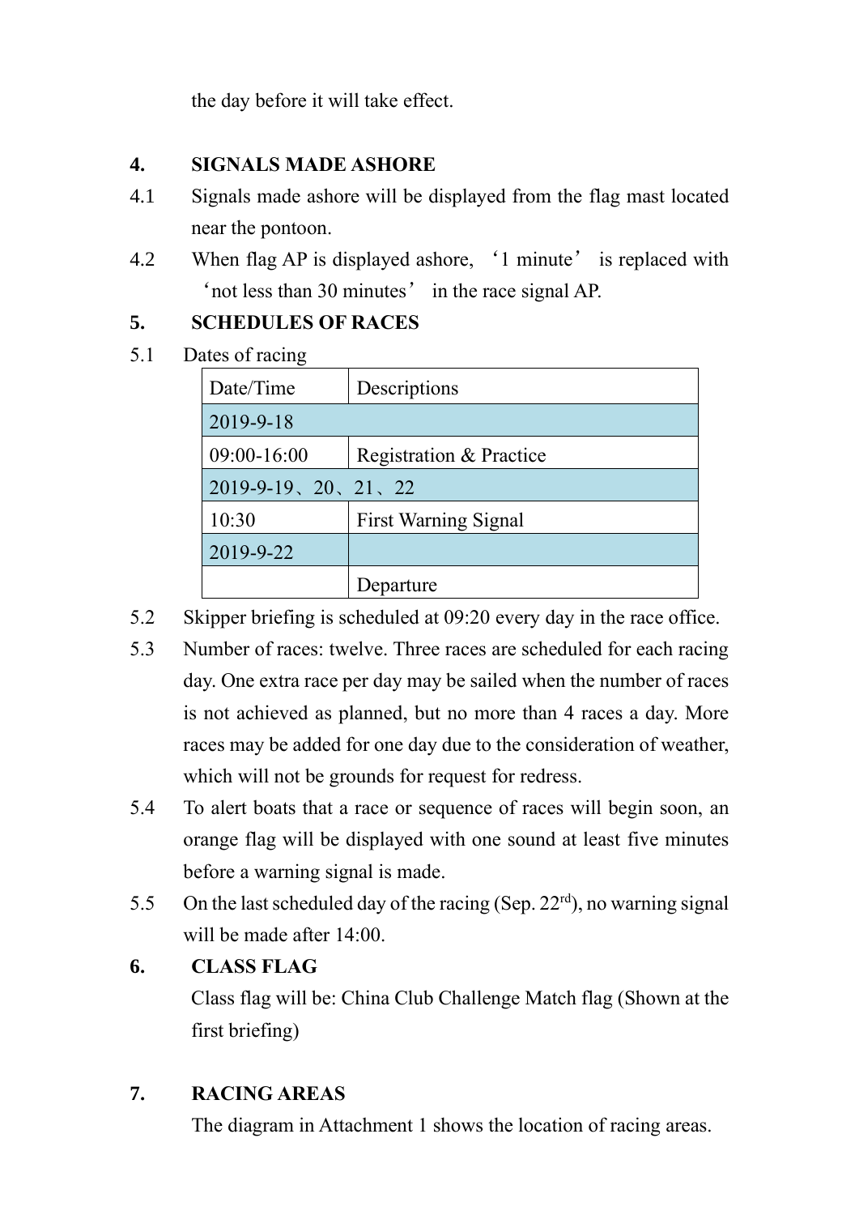the day before it will take effect.

## 4. SIGNALS MADE ASHORE

4.1 Signals made ashore will be displayed from the flag mast located near the pontoon.

4.2 When flag AP is displayed ashore, ‘1 minute’ is replaced with ‘not less than 30 minutes’ in the race signal AP.

## 5. SCHEDULES OF RACES

5.1 Dates of racing

| Date/Time | Descriptions |
|---|---|
| 2019-9-18 | |
| 09:00-16:00 | Registration & Practice |
| 2019-9-19、20、21、22 | |
| 10:30 | First Warning Signal |
| 2019-9-22 | |
| | Departure |

5.2 Skipper briefing is scheduled at 09:20 every day in the race office.

5.3 Number of races: twelve. Three races are scheduled for each racing day. One extra race per day may be sailed when the number of races is not achieved as planned, but no more than 4 races a day. More races may be added for one day due to the consideration of weather, which will not be grounds for request for redress.

5.4 To alert boats that a race or sequence of races will begin soon, an orange flag will be displayed with one sound at least five minutes before a warning signal is made.

5.5 On the last scheduled day of the racing (Sep. 22rd), no warning signal will be made after 14:00.

## 6. CLASS FLAG

Class flag will be: China Club Challenge Match flag (Shown at the first briefing)

## 7. RACING AREAS

The diagram in Attachment 1 shows the location of racing areas.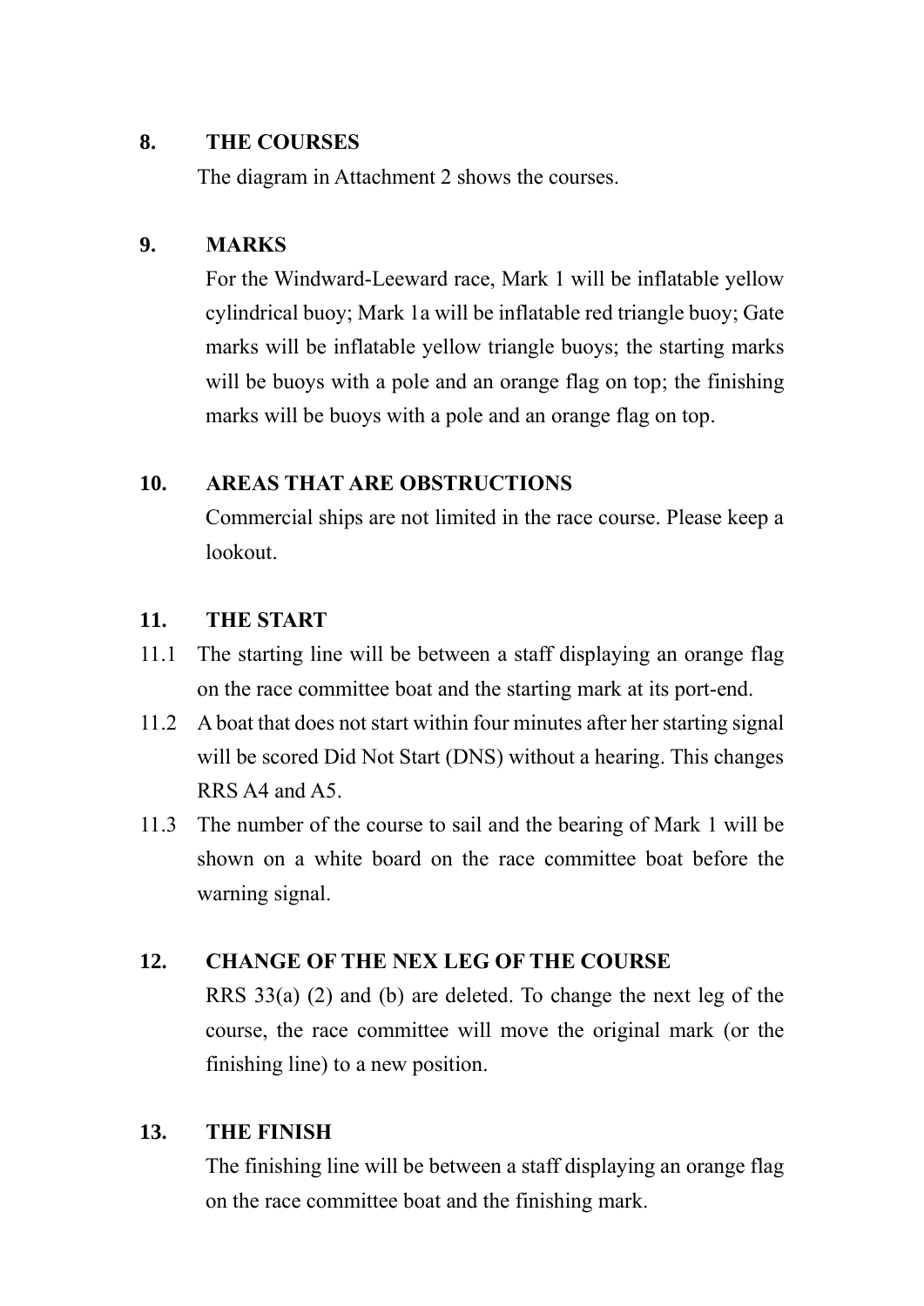## 8. THE COURSES

The diagram in Attachment 2 shows the courses.

## 9. MARKS

For the Windward-Leeward race, Mark 1 will be inflatable yellow cylindrical buoy; Mark 1a will be inflatable red triangle buoy; Gate marks will be inflatable yellow triangle buoys; the starting marks will be buoys with a pole and an orange flag on top; the finishing marks will be buoys with a pole and an orange flag on top.

## 10. AREAS THAT ARE OBSTRUCTIONS

Commercial ships are not limited in the race course. Please keep a lookout.

## 11. THE START

11.1 The starting line will be between a staff displaying an orange flag on the race committee boat and the starting mark at its port-end.

11.2 A boat that does not start within four minutes after her starting signal will be scored Did Not Start (DNS) without a hearing. This changes RRS A4 and A5.

11.3 The number of the course to sail and the bearing of Mark 1 will be shown on a white board on the race committee boat before the warning signal.

## 12. CHANGE OF THE NEX LEG OF THE COURSE

RRS 33(a) (2) and (b) are deleted. To change the next leg of the course, the race committee will move the original mark (or the finishing line) to a new position.

## 13. THE FINISH

The finishing line will be between a staff displaying an orange flag on the race committee boat and the finishing mark.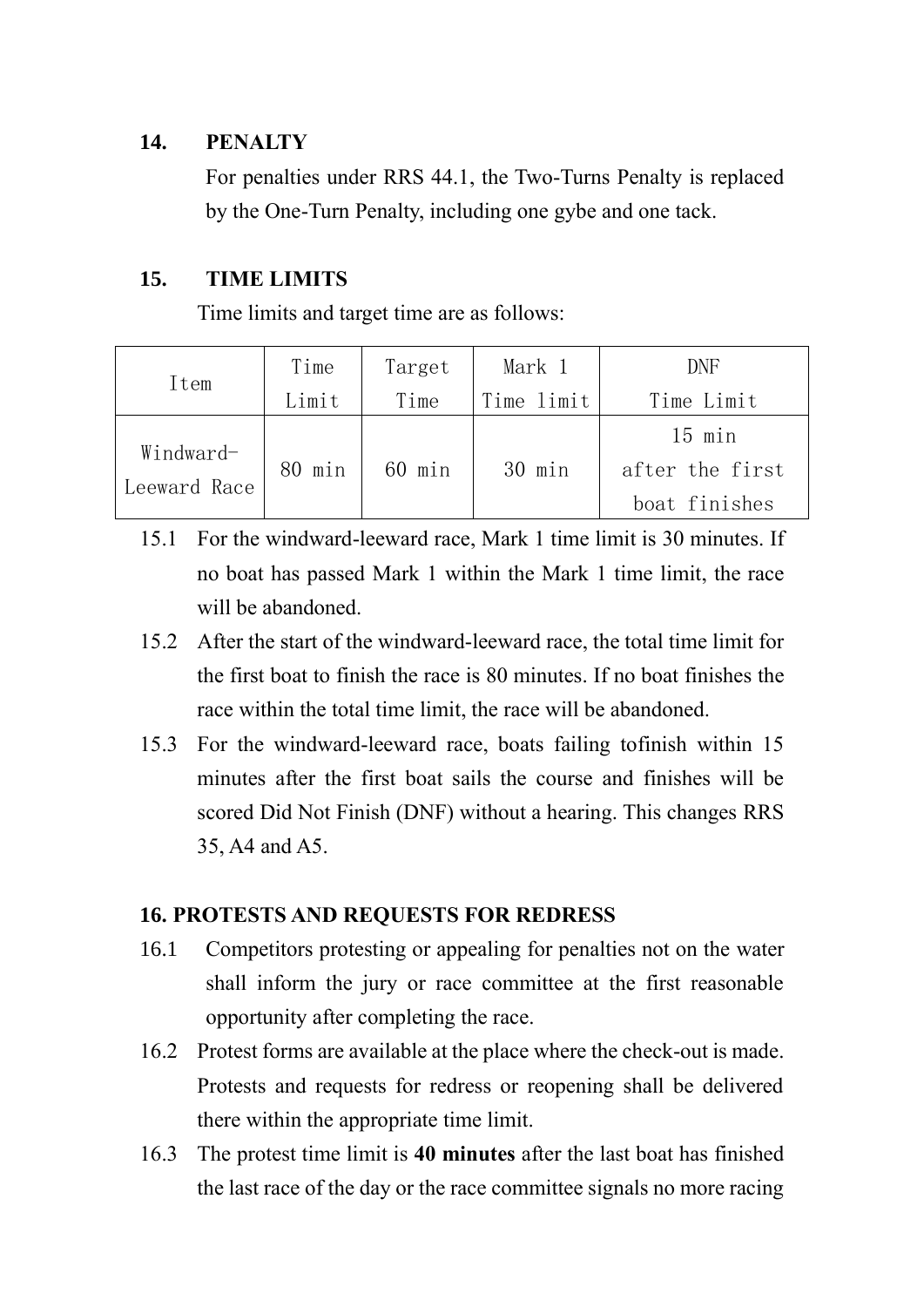## 14. PENALTY

For penalties under RRS 44.1, the Two-Turns Penalty is replaced by the One-Turn Penalty, including one gybe and one tack.

## 15. TIME LIMITS

Time limits and target time are as follows:

| Item | Time Limit | Target Time | Mark 1 Time limit | DNF Time Limit |
|---|---|---|---|---|
| Windward-Leeward Race | 80 min | 60 min | 30 min | 15 min after the first boat finishes |

15.1 For the windward-leeward race, Mark 1 time limit is 30 minutes. If no boat has passed Mark 1 within the Mark 1 time limit, the race will be abandoned.

15.2 After the start of the windward-leeward race, the total time limit for the first boat to finish the race is 80 minutes. If no boat finishes the race within the total time limit, the race will be abandoned.

15.3 For the windward-leeward race, boats failing tofinish within 15 minutes after the first boat sails the course and finishes will be scored Did Not Finish (DNF) without a hearing. This changes RRS 35, A4 and A5.

## 16. PROTESTS AND REQUESTS FOR REDRESS

16.1 Competitors protesting or appealing for penalties not on the water shall inform the jury or race committee at the first reasonable opportunity after completing the race.

16.2 Protest forms are available at the place where the check-out is made. Protests and requests for redress or reopening shall be delivered there within the appropriate time limit.

16.3 The protest time limit is **40 minutes** after the last boat has finished the last race of the day or the race committee signals no more racing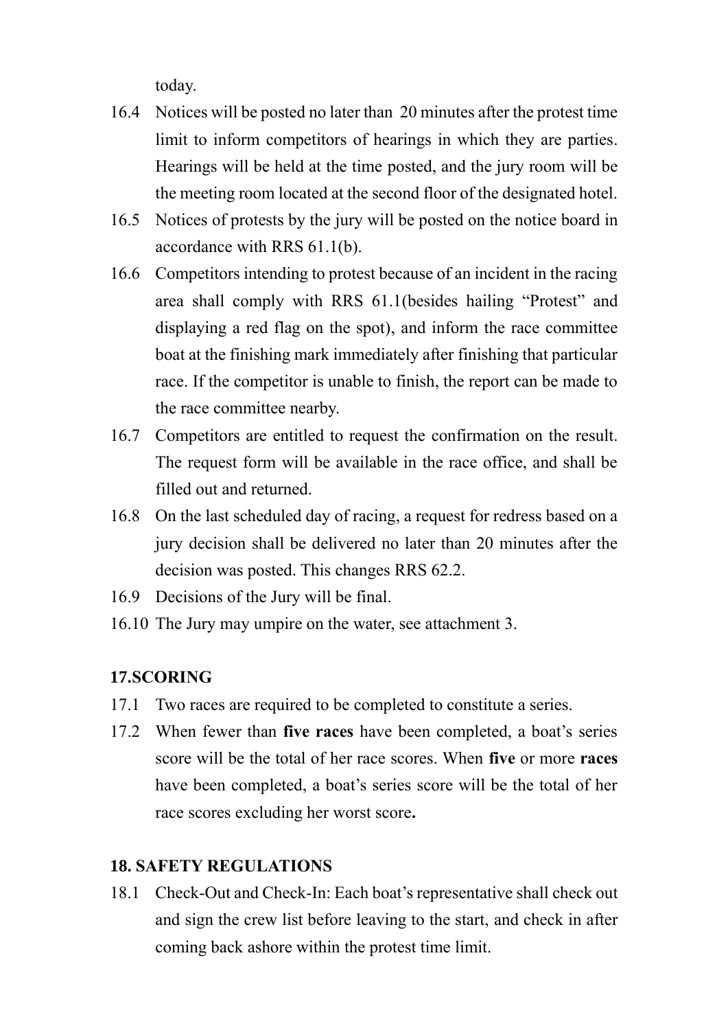today.

16.4 Notices will be posted no later than 20 minutes after the protest time limit to inform competitors of hearings in which they are parties. Hearings will be held at the time posted, and the jury room will be the meeting room located at the second floor of the designated hotel.

16.5 Notices of protests by the jury will be posted on the notice board in accordance with RRS 61.1(b).

16.6 Competitors intending to protest because of an incident in the racing area shall comply with RRS 61.1(besides hailing "Protest" and displaying a red flag on the spot), and inform the race committee boat at the finishing mark immediately after finishing that particular race. If the competitor is unable to finish, the report can be made to the race committee nearby.

16.7 Competitors are entitled to request the confirmation on the result. The request form will be available in the race office, and shall be filled out and returned.

16.8 On the last scheduled day of racing, a request for redress based on a jury decision shall be delivered no later than 20 minutes after the decision was posted. This changes RRS 62.2.

16.9 Decisions of the Jury will be final.

16.10 The Jury may umpire on the water, see attachment 3.

**17.SCORING**

17.1 Two races are required to be completed to constitute a series.

17.2 When fewer than **five races** have been completed, a boat's series score will be the total of her race scores. When **five** or more **races** have been completed, a boat's series score will be the total of her race scores excluding her worst score**.**

**18. SAFETY REGULATIONS**

18.1 Check-Out and Check-In: Each boat's representative shall check out and sign the crew list before leaving to the start, and check in after coming back ashore within the protest time limit.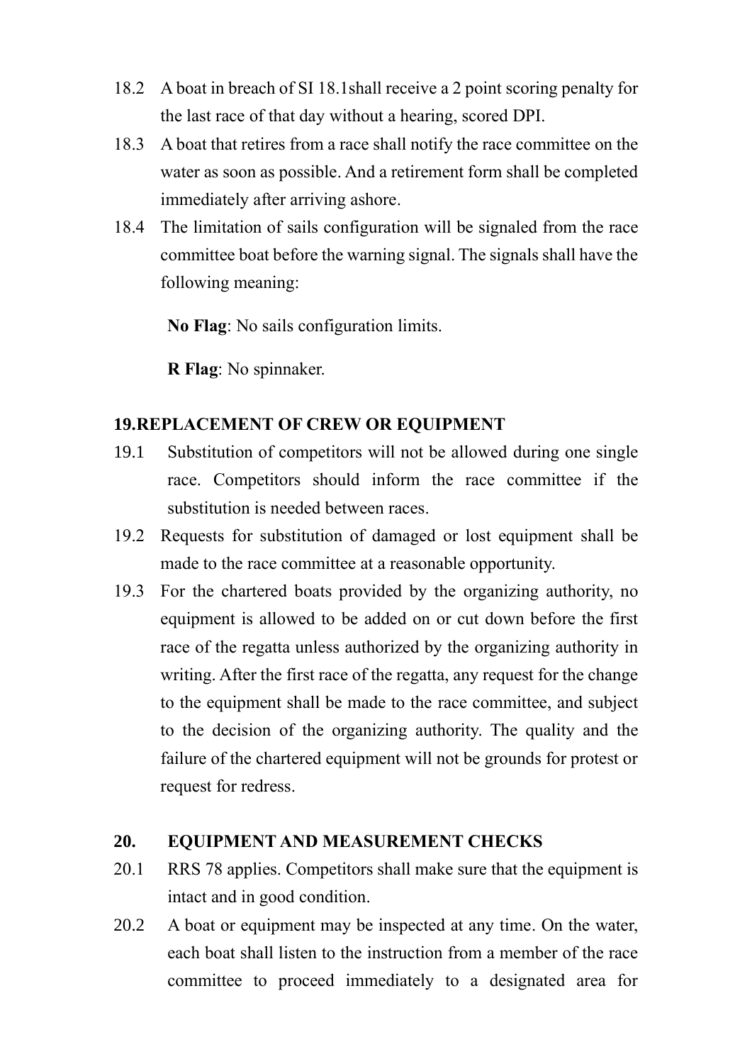18.2 A boat in breach of SI 18.1shall receive a 2 point scoring penalty for the last race of that day without a hearing, scored DPI.

18.3 A boat that retires from a race shall notify the race committee on the water as soon as possible. And a retirement form shall be completed immediately after arriving ashore.

18.4 The limitation of sails configuration will be signaled from the race committee boat before the warning signal. The signals shall have the following meaning:

**No Flag**: No sails configuration limits.

**R Flag**: No spinnaker.

## 19.REPLACEMENT OF CREW OR EQUIPMENT

19.1 Substitution of competitors will not be allowed during one single race. Competitors should inform the race committee if the substitution is needed between races.

19.2 Requests for substitution of damaged or lost equipment shall be made to the race committee at a reasonable opportunity.

19.3 For the chartered boats provided by the organizing authority, no equipment is allowed to be added on or cut down before the first race of the regatta unless authorized by the organizing authority in writing. After the first race of the regatta, any request for the change to the equipment shall be made to the race committee, and subject to the decision of the organizing authority. The quality and the failure of the chartered equipment will not be grounds for protest or request for redress.

## 20. EQUIPMENT AND MEASUREMENT CHECKS

20.1 RRS 78 applies. Competitors shall make sure that the equipment is intact and in good condition.

20.2 A boat or equipment may be inspected at any time. On the water, each boat shall listen to the instruction from a member of the race committee to proceed immediately to a designated area for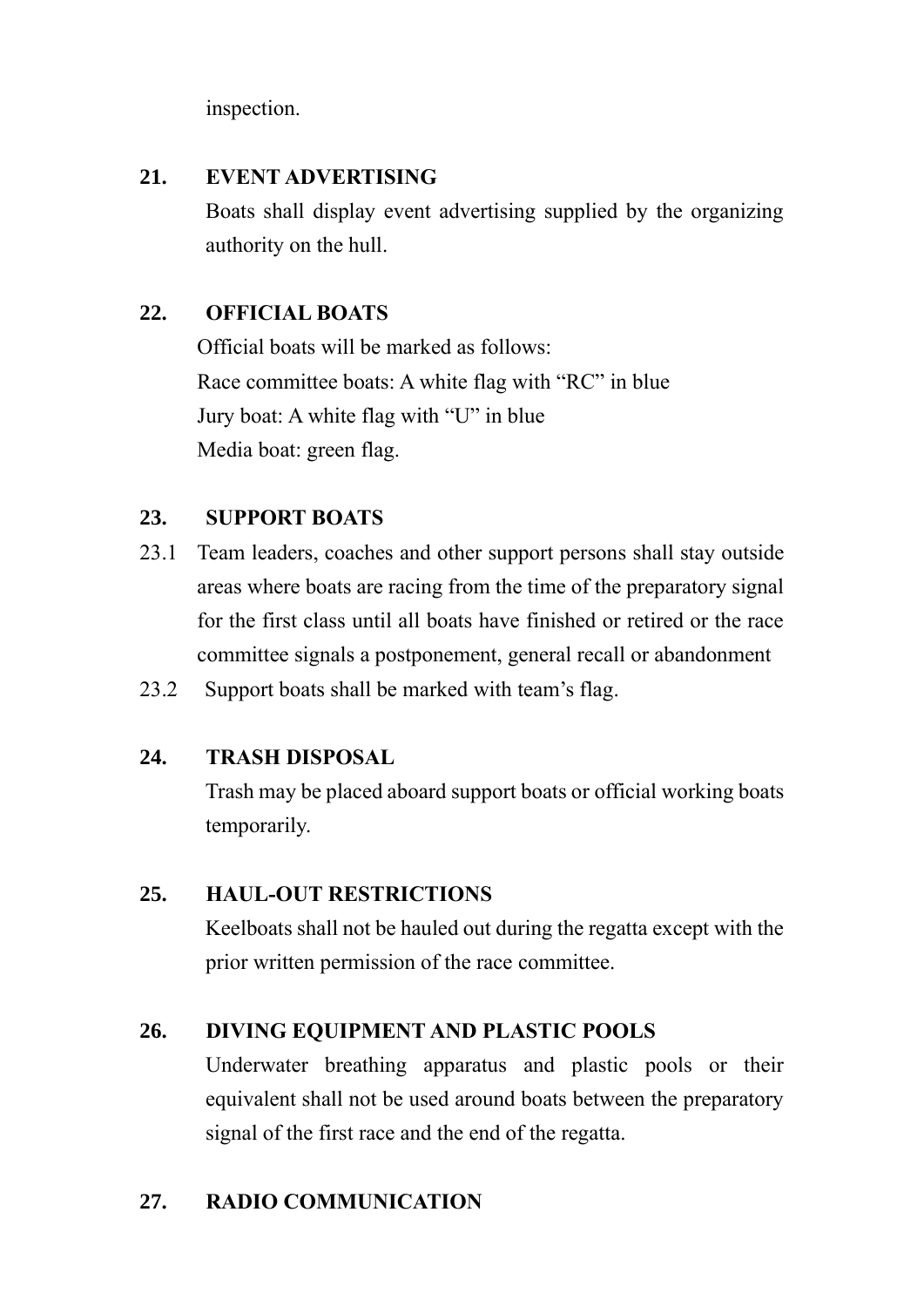inspection.

## 21. EVENT ADVERTISING

Boats shall display event advertising supplied by the organizing authority on the hull.

## 22. OFFICIAL BOATS

Official boats will be marked as follows:

Race committee boats: A white flag with “RC” in blue

Jury boat: A white flag with “U” in blue

Media boat: green flag.

## 23. SUPPORT BOATS

23.1 Team leaders, coaches and other support persons shall stay outside areas where boats are racing from the time of the preparatory signal for the first class until all boats have finished or retired or the race committee signals a postponement, general recall or abandonment

23.2 Support boats shall be marked with team’s flag.

## 24. TRASH DISPOSAL

Trash may be placed aboard support boats or official working boats temporarily.

## 25. HAUL-OUT RESTRICTIONS

Keelboats shall not be hauled out during the regatta except with the prior written permission of the race committee.

## 26. DIVING EQUIPMENT AND PLASTIC POOLS

Underwater breathing apparatus and plastic pools or their equivalent shall not be used around boats between the preparatory signal of the first race and the end of the regatta.

## 27. RADIO COMMUNICATION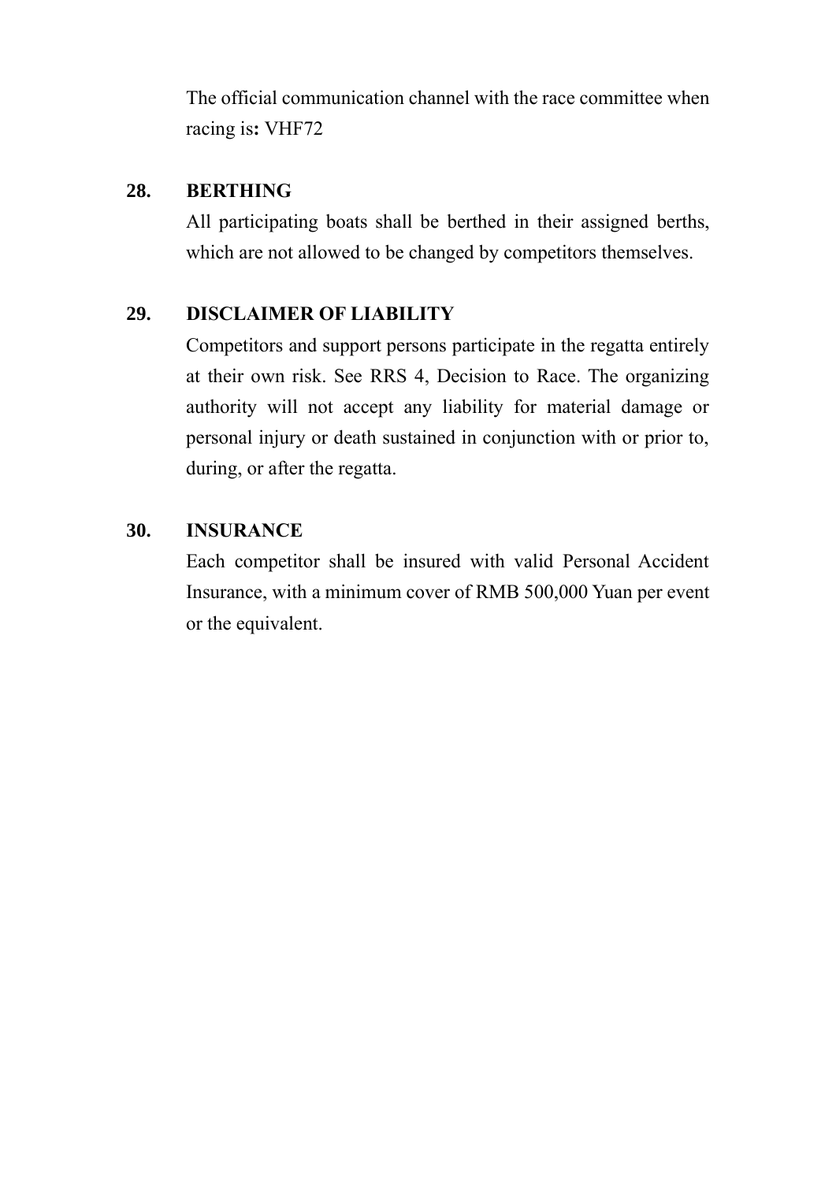The official communication channel with the race committee when racing is**:** VHF72

## 28. BERTHING

All participating boats shall be berthed in their assigned berths, which are not allowed to be changed by competitors themselves.

## 29. DISCLAIMER OF LIABILITY

Competitors and support persons participate in the regatta entirely at their own risk. See RRS 4, Decision to Race. The organizing authority will not accept any liability for material damage or personal injury or death sustained in conjunction with or prior to, during, or after the regatta.

## 30. INSURANCE

Each competitor shall be insured with valid Personal Accident Insurance, with a minimum cover of RMB 500,000 Yuan per event or the equivalent.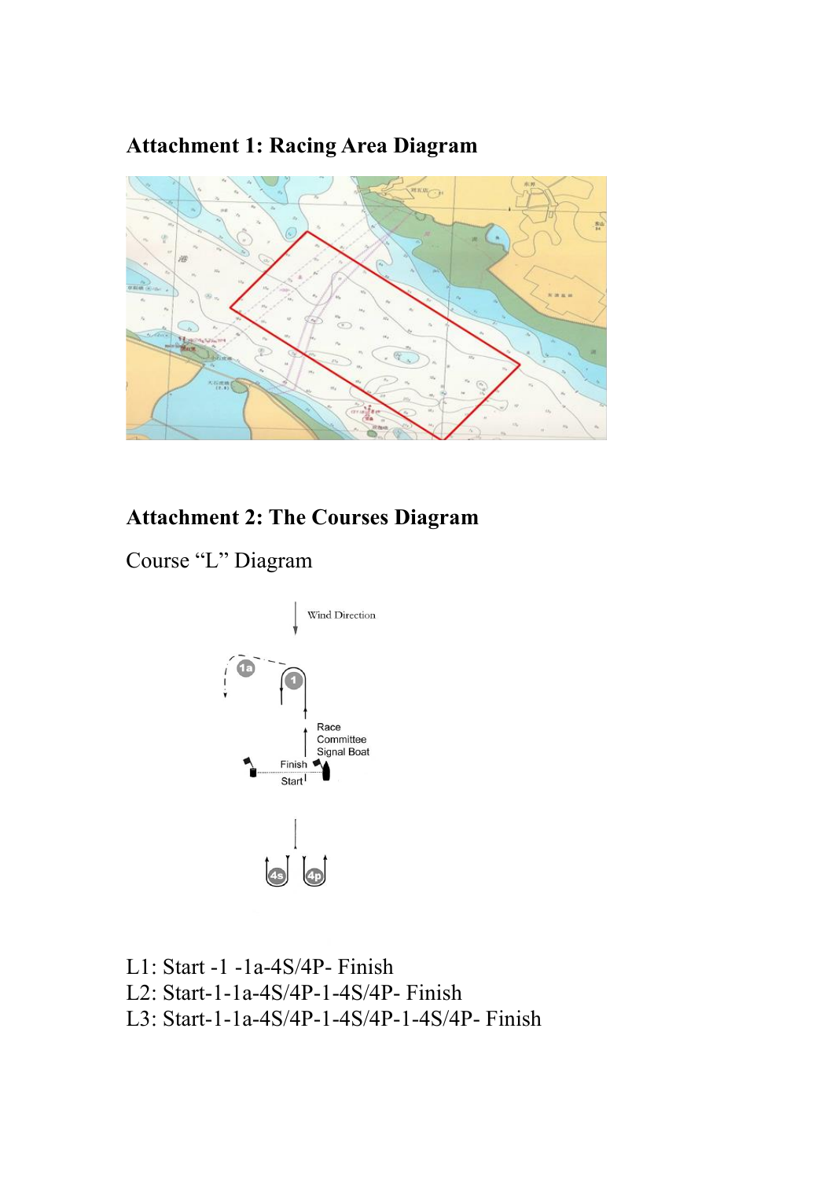## Attachment 1: Racing Area Diagram

## Attachment 2: The Courses Diagram

Course “L” Diagram

L1: Start -1 -1a-4S/4P- Finish
L2: Start-1-1a-4S/4P-1-4S/4P- Finish
L3: Start-1-1a-4S/4P-1-4S/4P-1-4S/4P- Finish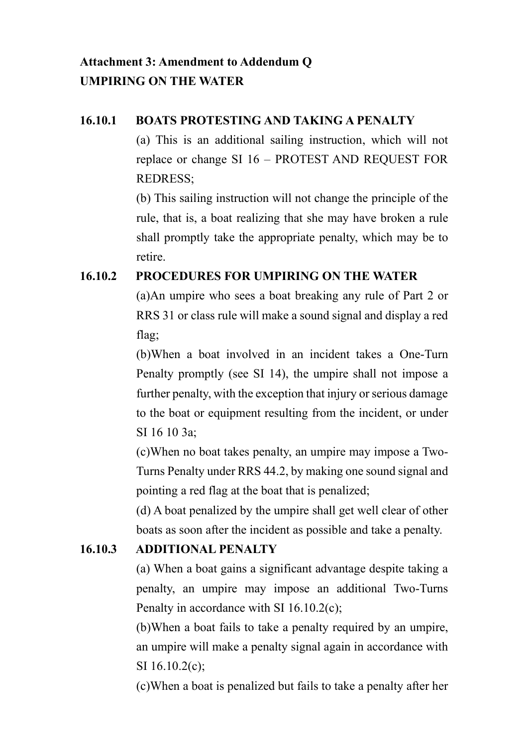**Attachment 3: Amendment to Addendum Q**
**UMPIRING ON THE WATER**

**16.10.1 BOATS PROTESTING AND TAKING A PENALTY**

(a) This is an additional sailing instruction, which will not replace or change SI 16 – PROTEST AND REQUEST FOR REDRESS;

(b) This sailing instruction will not change the principle of the rule, that is, a boat realizing that she may have broken a rule shall promptly take the appropriate penalty, which may be to retire.

**16.10.2 PROCEDURES FOR UMPIRING ON THE WATER**

(a)An umpire who sees a boat breaking any rule of Part 2 or RRS 31 or class rule will make a sound signal and display a red flag;

(b)When a boat involved in an incident takes a One-Turn Penalty promptly (see SI 14), the umpire shall not impose a further penalty, with the exception that injury or serious damage to the boat or equipment resulting from the incident, or under SI 16 10 3a;

(c)When no boat takes penalty, an umpire may impose a Two-Turns Penalty under RRS 44.2, by making one sound signal and pointing a red flag at the boat that is penalized;

(d) A boat penalized by the umpire shall get well clear of other boats as soon after the incident as possible and take a penalty.

**16.10.3 ADDITIONAL PENALTY**

(a) When a boat gains a significant advantage despite taking a penalty, an umpire may impose an additional Two-Turns Penalty in accordance with SI 16.10.2(c);

(b)When a boat fails to take a penalty required by an umpire, an umpire will make a penalty signal again in accordance with SI 16.10.2(c);

(c)When a boat is penalized but fails to take a penalty after her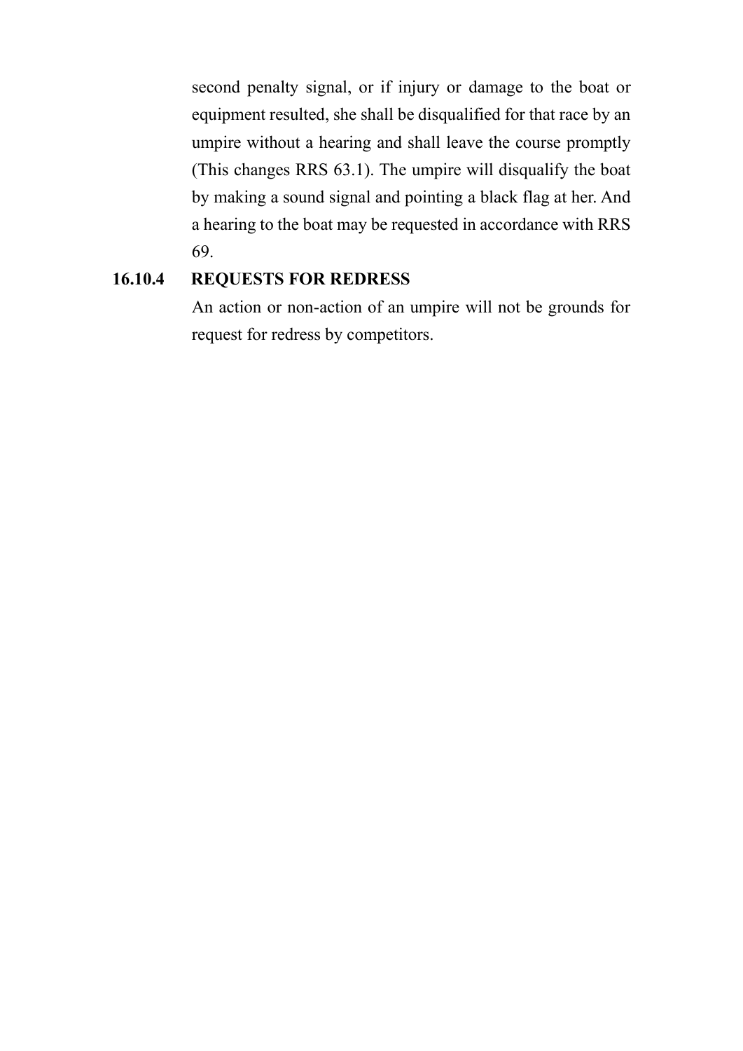second penalty signal, or if injury or damage to the boat or equipment resulted, she shall be disqualified for that race by an umpire without a hearing and shall leave the course promptly (This changes RRS 63.1). The umpire will disqualify the boat by making a sound signal and pointing a black flag at her. And a hearing to the boat may be requested in accordance with RRS 69.

**16.10.4 REQUESTS FOR REDRESS**

An action or non-action of an umpire will not be grounds for request for redress by competitors.